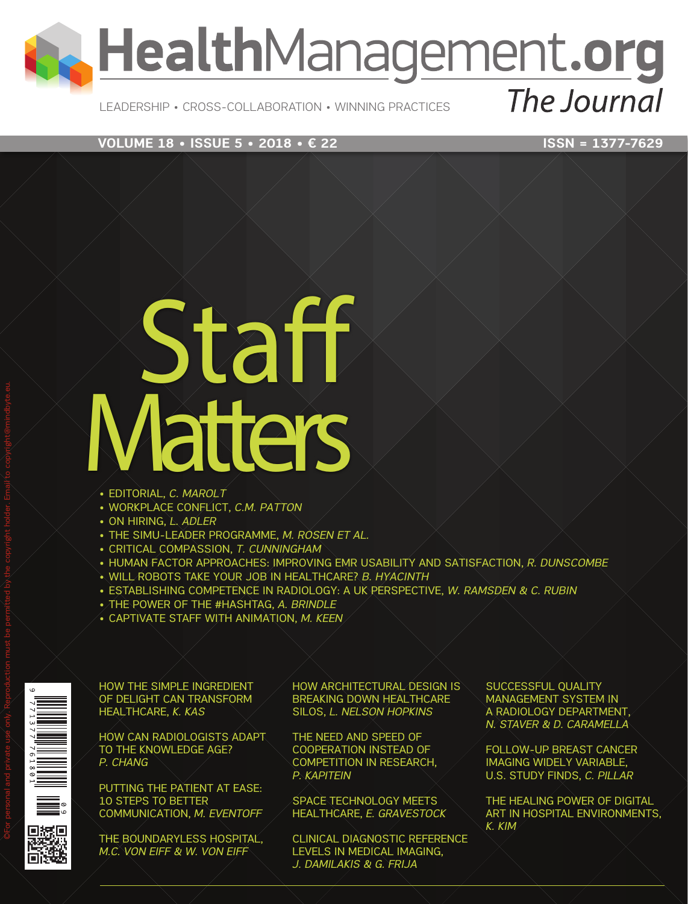# HealthManagement.org

LEADERSHIP • CROSS-COLLABORATION • WINNING PRACTICES

*The Journal*

VOLUME 18 • ISSUE 5 • 2018 • € 22

ISSN = 1377-7629

# Staff Matters

- EDITORIAL, *C. MAROLT*
- WORKPLACE CONFLICT, *C.M. PATTON*
- ON HIRING, *L. ADLER*
- THE SIMU-LEADER PROGRAMME, *M. ROSEN ET AL.*
- CRITICAL COMPASSION, *T. CUNNINGHAM*
- HUMAN FACTOR APPROACHES: IMPROVING EMR USABILITY AND SATISFACTION, *R. DUNSCOMBE*
- WILL ROBOTS TAKE YOUR JOB IN HEALTHCARE? *B. HYACINTH*
- ESTABLISHING COMPETENCE IN RADIOLOGY: A UK PERSPECTIVE, *W. RAMSDEN & C. RUBIN*
- THE POWER OF THE #HASHTAG, *A. BRINDLE*
- CAPTIVATE STAFF WITH ANIMATION, *M. KEEN*

HOW THE SIMPLE INGREDIENT OF DELIGHT CAN TRANSFORM HEALTHCARE, *K. KAS*

HOW CAN RADIOLOGISTS ADAPT TO THE KNOWLEDGE AGE? *P. CHANG*

PUTTING THE PATIENT AT EASE: 10 STEPS TO BETTER COMMUNICATION, *M. EVENTOFF*

THE BOUNDARYLESS HOSPITAL, *M.C. VON EIFF & W. VON EIFF*

HOW ARCHITECTURAL DESIGN IS BREAKING DOWN HEALTHCARE SILOS, *L. NELSON HOPKINS*

THE NEED AND SPEED OF COOPERATION INSTEAD OF COMPETITION IN RESEARCH, *P. KAPITEIN*

SPACE TECHNOLOGY MEETS HEALTHCARE, *E. GRAVESTOCK*

CLINICAL DIAGNOSTIC REFERENCE LEVELS IN MEDICAL IMAGING, *J. DAMILAKIS & G. FRIJA*

SUCCESSFUL QUALITY MANAGEMENT SYSTEM IN A RADIOLOGY DEPARTMENT, *N. STAVER & D. CARAMELLA*

FOLLOW-UP BREAST CANCER IMAGING WIDELY VARIABLE, U.S. STUDY FINDS, *C. PILLAR*

THE HEALING POWER OF DIGITAL ART IN HOSPITAL ENVIRONMENTS, *K. KIM*

©For personal and private use only. Reproduction must be permitted by the copyright holder. Email to copyright@mindbyte.eu.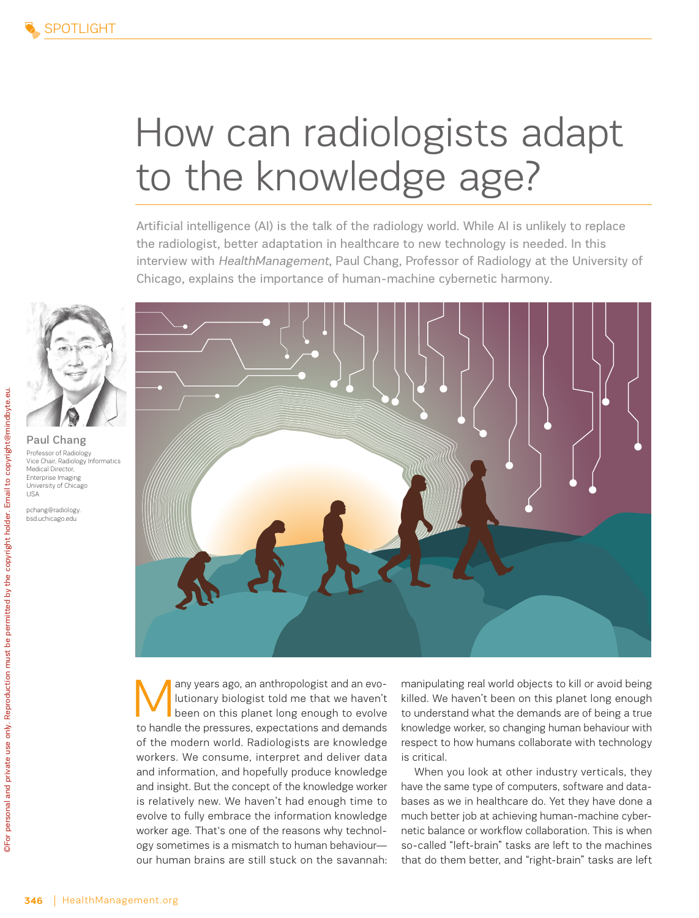# How can radiologists adapt to the knowledge age?

Artificial intelligence (AI) is the talk of the radiology world. While AI is unlikely to replace the radiologist, better adaptation in healthcare to new technology is needed. In this interview with *HealthManagement*, Paul Chang, Professor of Radiology at the University of Chicago, explains the importance of human-machine cybernetic harmony.

**Paul Chang**
Professor of Radiology
Vice Chair, Radiology Informatics
Medical Director,
Enterprise Imaging
University of Chicago
USA

pchang@radiology.bsd.uchicago.edu

Many years ago, an anthropologist and an evolutionary biologist told me that we haven't been on this planet long enough to evolve to handle the pressures, expectations and demands of the modern world. Radiologists are knowledge workers. We consume, interpret and deliver data and information, and hopefully produce knowledge and insight. But the concept of the knowledge worker is relatively new. We haven't had enough time to evolve to fully embrace the information knowledge worker age. That's one of the reasons why technology sometimes is a mismatch to human behaviour—our human brains are still stuck on the savannah: manipulating real world objects to kill or avoid being killed. We haven't been on this planet long enough to understand what the demands are of being a true knowledge worker, so changing human behaviour with respect to how humans collaborate with technology is critical.

When you look at other industry verticals, they have the same type of computers, software and databases as we in healthcare do. Yet they have done a much better job at achieving human-machine cybernetic balance or workflow collaboration. This is when so-called "left-brain" tasks are left to the machines that do them better, and "right-brain" tasks are left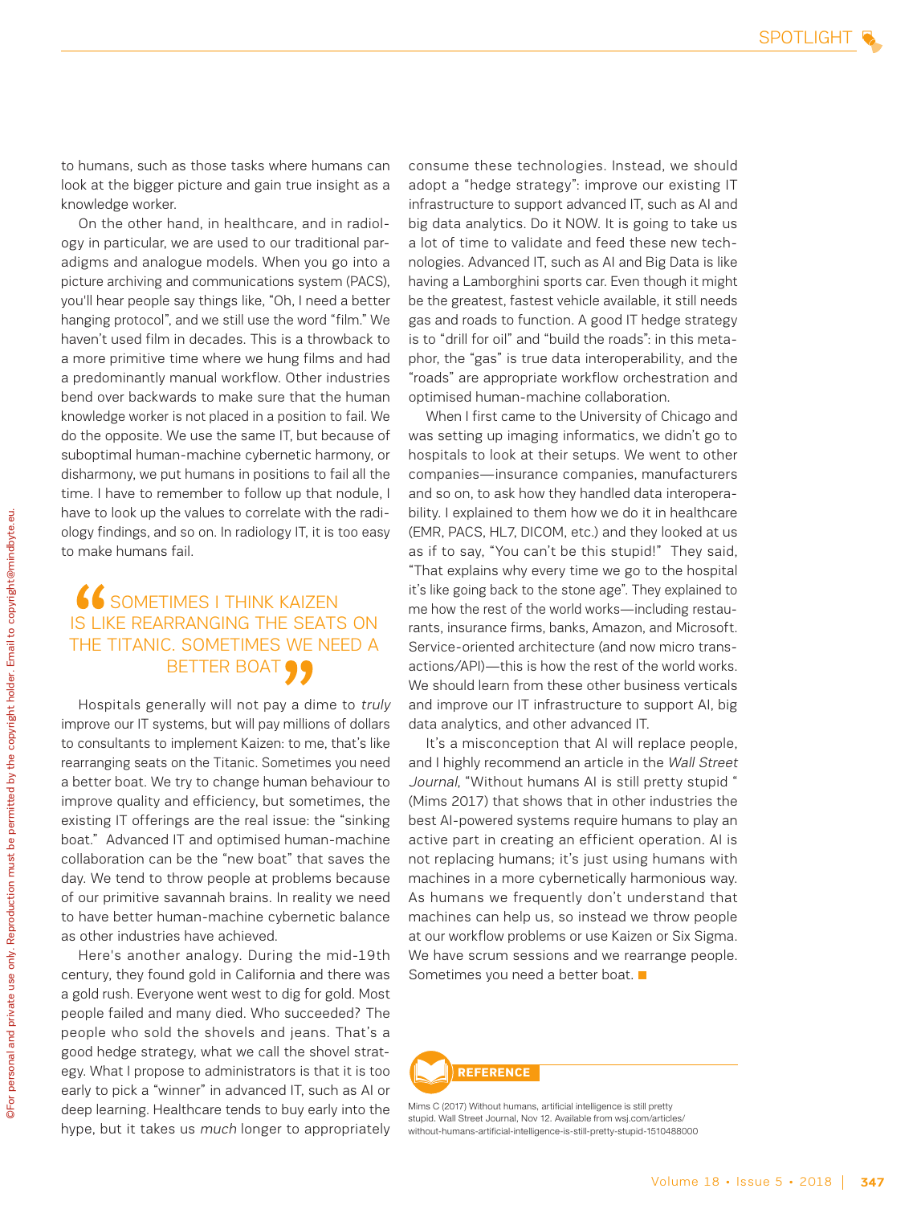to humans, such as those tasks where humans can look at the bigger picture and gain true insight as a knowledge worker.

On the other hand, in healthcare, and in radiology in particular, we are used to our traditional paradigms and analogue models. When you go into a picture archiving and communications system (PACS), you'll hear people say things like, "Oh, I need a better hanging protocol", and we still use the word "film." We haven't used film in decades. This is a throwback to a more primitive time where we hung films and had a predominantly manual workflow. Other industries bend over backwards to make sure that the human knowledge worker is not placed in a position to fail. We do the opposite. We use the same IT, but because of suboptimal human-machine cybernetic harmony, or disharmony, we put humans in positions to fail all the time. I have to remember to follow up that nodule, I have to look up the values to correlate with the radiology findings, and so on. In radiology IT, it is too easy to make humans fail.

> "SOMETIMES I THINK KAIZEN IS LIKE REARRANGING THE SEATS ON THE TITANIC. SOMETIMES WE NEED A BETTER BOAT"

Hospitals generally will not pay a dime to *truly* improve our IT systems, but will pay millions of dollars to consultants to implement Kaizen: to me, that's like rearranging seats on the Titanic. Sometimes you need a better boat. We try to change human behaviour to improve quality and efficiency, but sometimes, the existing IT offerings are the real issue: the "sinking boat." Advanced IT and optimised human-machine collaboration can be the "new boat" that saves the day. We tend to throw people at problems because of our primitive savannah brains. In reality we need to have better human-machine cybernetic balance as other industries have achieved.

Here's another analogy. During the mid-19th century, they found gold in California and there was a gold rush. Everyone went west to dig for gold. Most people failed and many died. Who succeeded? The people who sold the shovels and jeans. That's a good hedge strategy, what we call the shovel strategy. What I propose to administrators is that it is too early to pick a "winner" in advanced IT, such as AI or deep learning. Healthcare tends to buy early into the hype, but it takes us *much* longer to appropriately consume these technologies. Instead, we should adopt a "hedge strategy": improve our existing IT infrastructure to support advanced IT, such as AI and big data analytics. Do it NOW. It is going to take us a lot of time to validate and feed these new technologies. Advanced IT, such as AI and Big Data is like having a Lamborghini sports car. Even though it might be the greatest, fastest vehicle available, it still needs gas and roads to function. A good IT hedge strategy is to "drill for oil" and "build the roads": in this metaphor, the "gas" is true data interoperability, and the "roads" are appropriate workflow orchestration and optimised human-machine collaboration.

When I first came to the University of Chicago and was setting up imaging informatics, we didn't go to hospitals to look at their setups. We went to other companies—insurance companies, manufacturers and so on, to ask how they handled data interoperability. I explained to them how we do it in healthcare (EMR, PACS, HL7, DICOM, etc.) and they looked at us as if to say, "You can't be this stupid!" They said, "That explains why every time we go to the hospital it's like going back to the stone age". They explained to me how the rest of the world works—including restaurants, insurance firms, banks, Amazon, and Microsoft. Service-oriented architecture (and now micro transactions/API)—this is how the rest of the world works. We should learn from these other business verticals and improve our IT infrastructure to support AI, big data analytics, and other advanced IT.

It's a misconception that AI will replace people, and I highly recommend an article in the *Wall Street Journal*, "Without humans AI is still pretty stupid " (Mims 2017) that shows that in other industries the best AI-powered systems require humans to play an active part in creating an efficient operation. AI is not replacing humans; it's just using humans with machines in a more cybernetically harmonious way. As humans we frequently don't understand that machines can help us, so instead we throw people at our workflow problems or use Kaizen or Six Sigma. We have scrum sessions and we rearrange people. Sometimes you need a better boat. ■

## REFERENCE

Mims C (2017) Without humans, artificial intelligence is still pretty stupid. Wall Street Journal, Nov 12. Available from wsj.com/articles/without-humans-artificial-intelligence-is-still-pretty-stupid-1510488000